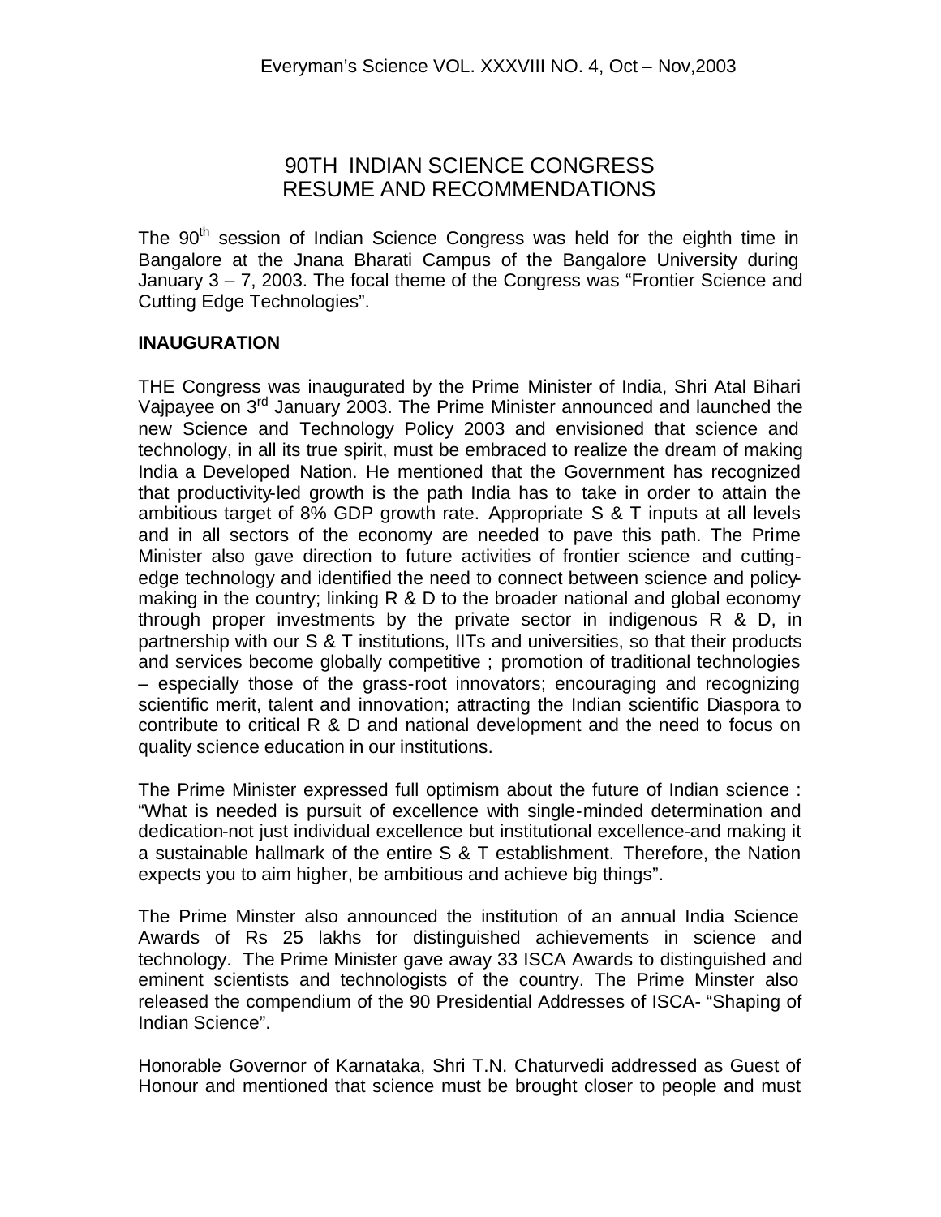# 90TH INDIAN SCIENCE CONGRESS RESUME AND RECOMMENDATIONS

The 90[th] session of Indian Science Congress was held for the eighth time in Bangalore at the Jnana Bharati Campus of the Bangalore University during January 3 – 7, 2003. The focal theme of the Congress was "Frontier Science and Cutting Edge Technologies".

**INAUGURATION**

THE Congress was inaugurated by the Prime Minister of India, Shri Atal Bihari Vajpayee on 3[rd] January 2003. The Prime Minister announced and launched the new Science and Technology Policy 2003 and envisioned that science and technology, in all its true spirit, must be embraced to realize the dream of making India a Developed Nation. He mentioned that the Government has recognized that productivity-led growth is the path India has to take in order to attain the ambitious target of 8% GDP growth rate. Appropriate S & T inputs at all levels and in all sectors of the economy are needed to pave this path. The Prime Minister also gave direction to future activities of frontier science and cutting-edge technology and identified the need to connect between science and policy-making in the country; linking R & D to the broader national and global economy through proper investments by the private sector in indigenous R & D, in partnership with our S & T institutions, IITs and universities, so that their products and services become globally competitive ; promotion of traditional technologies – especially those of the grass-root innovators; encouraging and recognizing scientific merit, talent and innovation; attracting the Indian scientific Diaspora to contribute to critical R & D and national development and the need to focus on quality science education in our institutions.

The Prime Minister expressed full optimism about the future of Indian science : "What is needed is pursuit of excellence with single-minded determination and dedication-not just individual excellence but institutional excellence-and making it a sustainable hallmark of the entire S & T establishment. Therefore, the Nation expects you to aim higher, be ambitious and achieve big things".

The Prime Minster also announced the institution of an annual India Science Awards of Rs 25 lakhs for distinguished achievements in science and technology. The Prime Minister gave away 33 ISCA Awards to distinguished and eminent scientists and technologists of the country. The Prime Minster also released the compendium of the 90 Presidential Addresses of ISCA- "Shaping of Indian Science".

Honorable Governor of Karnataka, Shri T.N. Chaturvedi addressed as Guest of Honour and mentioned that science must be brought closer to people and must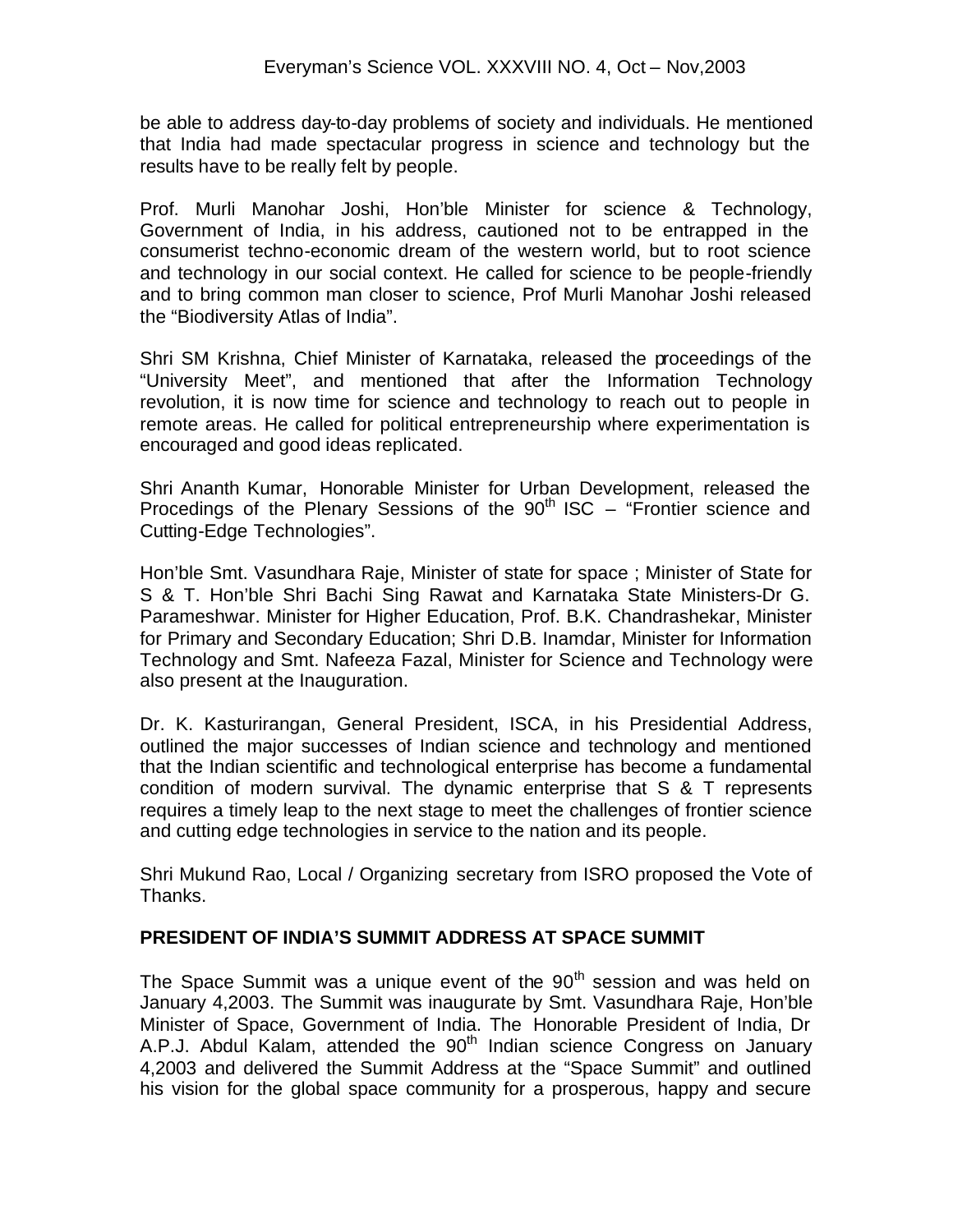be able to address day-to-day problems of society and individuals. He mentioned that India had made spectacular progress in science and technology but the results have to be really felt by people.

Prof. Murli Manohar Joshi, Hon'ble Minister for science & Technology, Government of India, in his address, cautioned not to be entrapped in the consumerist techno-economic dream of the western world, but to root science and technology in our social context. He called for science to be people-friendly and to bring common man closer to science, Prof Murli Manohar Joshi released the "Biodiversity Atlas of India".

Shri SM Krishna, Chief Minister of Karnataka, released the proceedings of the "University Meet", and mentioned that after the Information Technology revolution, it is now time for science and technology to reach out to people in remote areas. He called for political entrepreneurship where experimentation is encouraged and good ideas replicated.

Shri Ananth Kumar, Honorable Minister for Urban Development, released the Procedings of the Plenary Sessions of the 90th ISC – "Frontier science and Cutting-Edge Technologies".

Hon'ble Smt. Vasundhara Raje, Minister of state for space ; Minister of State for S & T. Hon'ble Shri Bachi Sing Rawat and Karnataka State Ministers-Dr G. Parameshwar. Minister for Higher Education, Prof. B.K. Chandrashekar, Minister for Primary and Secondary Education; Shri D.B. Inamdar, Minister for Information Technology and Smt. Nafeeza Fazal, Minister for Science and Technology were also present at the Inauguration.

Dr. K. Kasturirangan, General President, ISCA, in his Presidential Address, outlined the major successes of Indian science and technology and mentioned that the Indian scientific and technological enterprise has become a fundamental condition of modern survival. The dynamic enterprise that S & T represents requires a timely leap to the next stage to meet the challenges of frontier science and cutting edge technologies in service to the nation and its people.

Shri Mukund Rao, Local / Organizing secretary from ISRO proposed the Vote of Thanks.

**PRESIDENT OF INDIA'S SUMMIT ADDRESS AT SPACE SUMMIT**

The Space Summit was a unique event of the 90th session and was held on January 4,2003. The Summit was inaugurate by Smt. Vasundhara Raje, Hon'ble Minister of Space, Government of India. The Honorable President of India, Dr A.P.J. Abdul Kalam, attended the 90th Indian science Congress on January 4,2003 and delivered the Summit Address at the "Space Summit" and outlined his vision for the global space community for a prosperous, happy and secure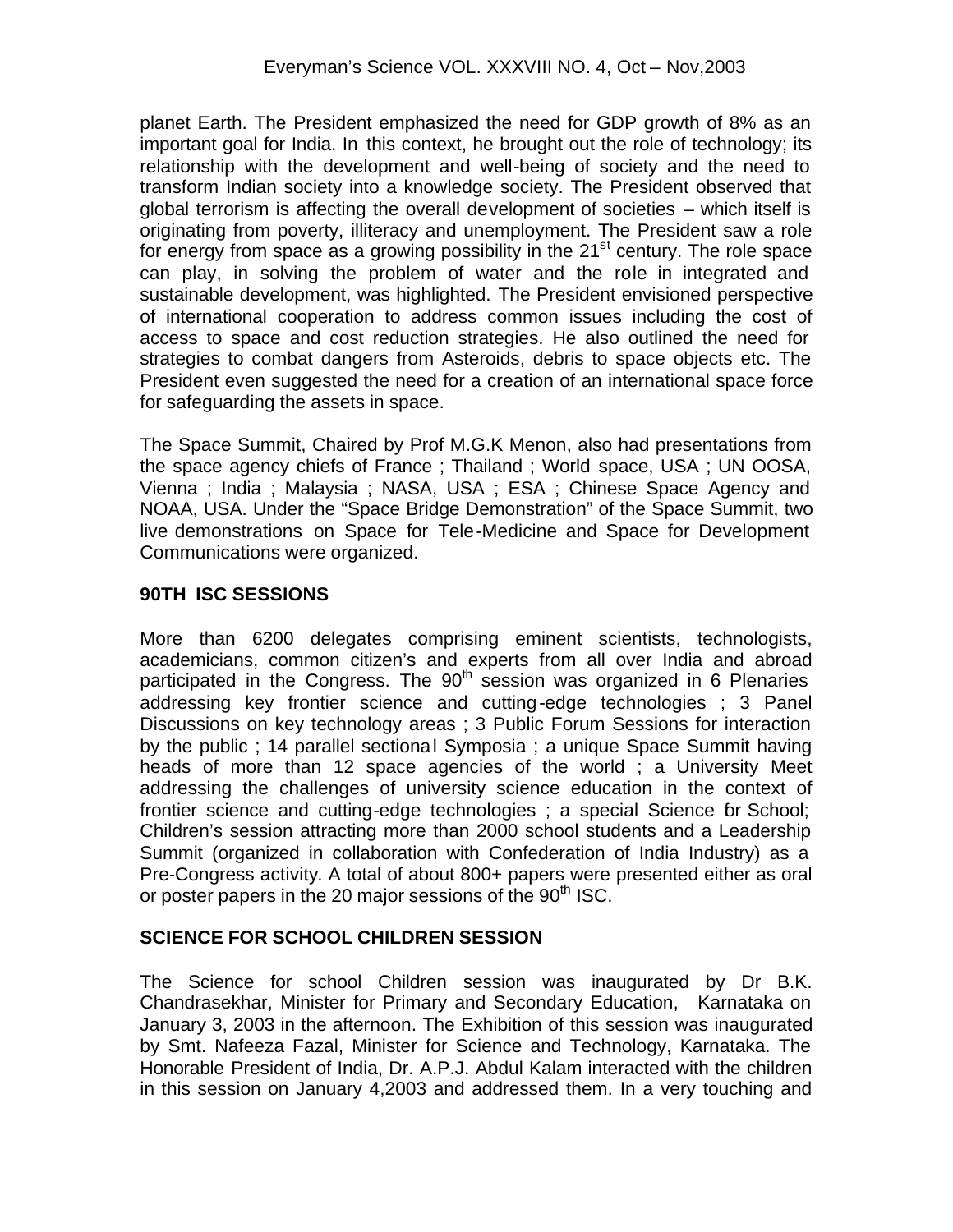planet Earth. The President emphasized the need for GDP growth of 8% as an important goal for India. In this context, he brought out the role of technology; its relationship with the development and well-being of society and the need to transform Indian society into a knowledge society. The President observed that global terrorism is affecting the overall development of societies – which itself is originating from poverty, illiteracy and unemployment. The President saw a role for energy from space as a growing possibility in the 21st century. The role space can play, in solving the problem of water and the role in integrated and sustainable development, was highlighted. The President envisioned perspective of international cooperation to address common issues including the cost of access to space and cost reduction strategies. He also outlined the need for strategies to combat dangers from Asteroids, debris to space objects etc. The President even suggested the need for a creation of an international space force for safeguarding the assets in space.

The Space Summit, Chaired by Prof M.G.K Menon, also had presentations from the space agency chiefs of France ; Thailand ; World space, USA ; UN OOSA, Vienna ; India ; Malaysia ; NASA, USA ; ESA ; Chinese Space Agency and NOAA, USA. Under the "Space Bridge Demonstration" of the Space Summit, two live demonstrations on Space for Tele-Medicine and Space for Development Communications were organized.

## 90TH ISC SESSIONS

More than 6200 delegates comprising eminent scientists, technologists, academicians, common citizen's and experts from all over India and abroad participated in the Congress. The 90th session was organized in 6 Plenaries addressing key frontier science and cutting-edge technologies ; 3 Panel Discussions on key technology areas ; 3 Public Forum Sessions for interaction by the public ; 14 parallel sectional Symposia ; a unique Space Summit having heads of more than 12 space agencies of the world ; a University Meet addressing the challenges of university science education in the context of frontier science and cutting-edge technologies ; a special Science for School; Children's session attracting more than 2000 school students and a Leadership Summit (organized in collaboration with Confederation of India Industry) as a Pre-Congress activity. A total of about 800+ papers were presented either as oral or poster papers in the 20 major sessions of the 90th ISC.

## SCIENCE FOR SCHOOL CHILDREN SESSION

The Science for school Children session was inaugurated by Dr B.K. Chandrasekhar, Minister for Primary and Secondary Education, Karnataka on January 3, 2003 in the afternoon. The Exhibition of this session was inaugurated by Smt. Nafeeza Fazal, Minister for Science and Technology, Karnataka. The Honorable President of India, Dr. A.P.J. Abdul Kalam interacted with the children in this session on January 4,2003 and addressed them. In a very touching and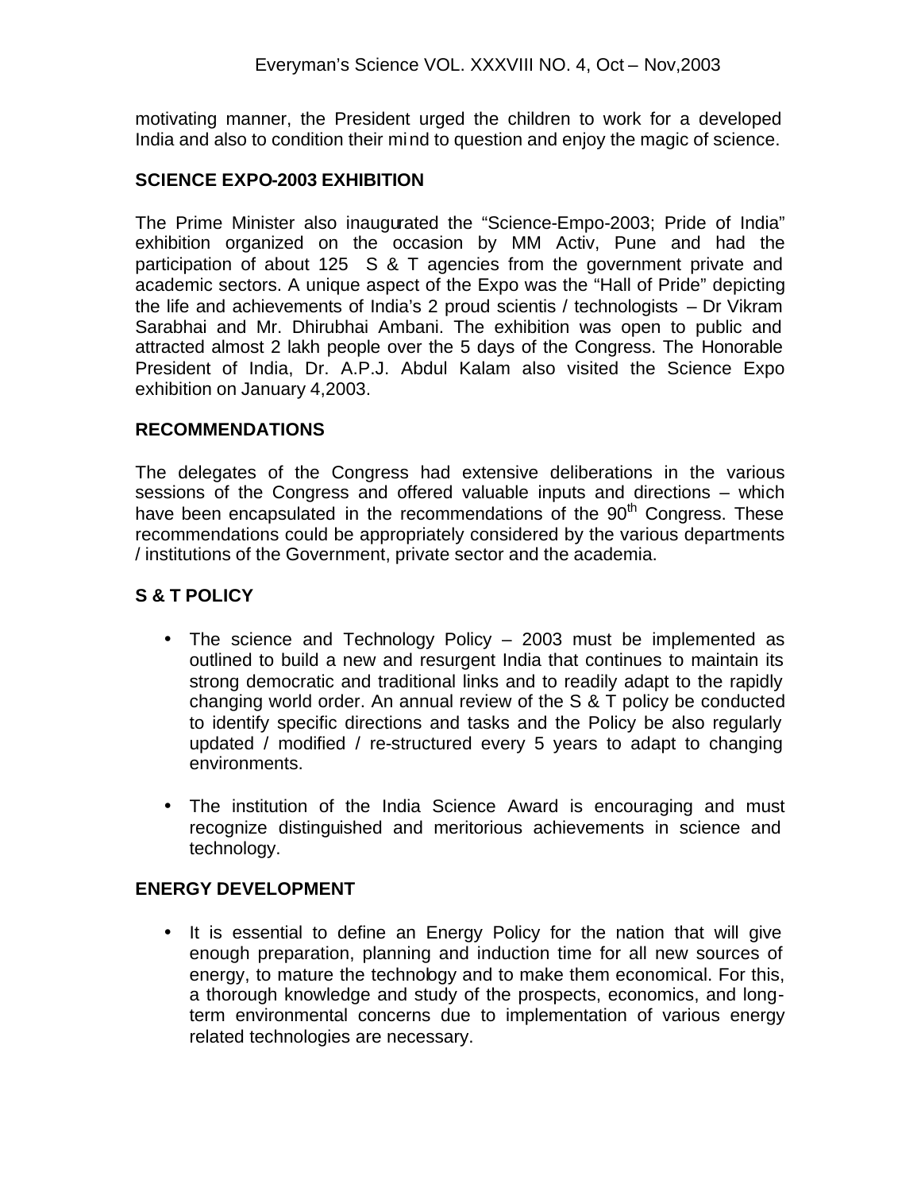motivating manner, the President urged the children to work for a developed India and also to condition their mind to question and enjoy the magic of science.

## SCIENCE EXPO-2003 EXHIBITION

The Prime Minister also inaugurated the "Science-Empo-2003; Pride of India" exhibition organized on the occasion by MM Activ, Pune and had the participation of about 125 S & T agencies from the government private and academic sectors. A unique aspect of the Expo was the "Hall of Pride" depicting the life and achievements of India's 2 proud scientis / technologists – Dr Vikram Sarabhai and Mr. Dhirubhai Ambani. The exhibition was open to public and attracted almost 2 lakh people over the 5 days of the Congress. The Honorable President of India, Dr. A.P.J. Abdul Kalam also visited the Science Expo exhibition on January 4,2003.

## RECOMMENDATIONS

The delegates of the Congress had extensive deliberations in the various sessions of the Congress and offered valuable inputs and directions – which have been encapsulated in the recommendations of the 90th Congress. These recommendations could be appropriately considered by the various departments / institutions of the Government, private sector and the academia.

## S & T POLICY

- The science and Technology Policy – 2003 must be implemented as outlined to build a new and resurgent India that continues to maintain its strong democratic and traditional links and to readily adapt to the rapidly changing world order. An annual review of the S & T policy be conducted to identify specific directions and tasks and the Policy be also regularly updated / modified / re-structured every 5 years to adapt to changing environments.

- The institution of the India Science Award is encouraging and must recognize distinguished and meritorious achievements in science and technology.

## ENERGY DEVELOPMENT

- It is essential to define an Energy Policy for the nation that will give enough preparation, planning and induction time for all new sources of energy, to mature the technology and to make them economical. For this, a thorough knowledge and study of the prospects, economics, and long-term environmental concerns due to implementation of various energy related technologies are necessary.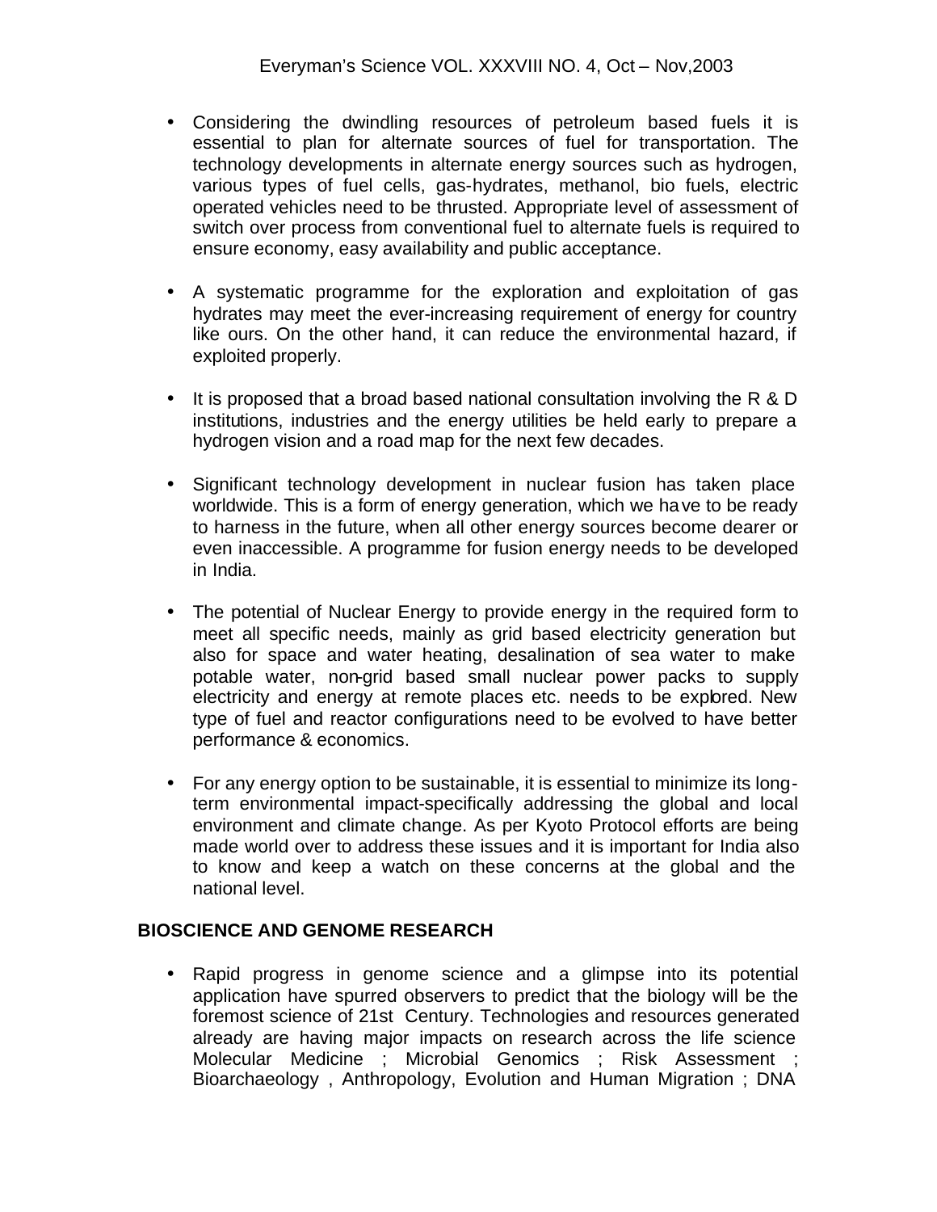- Considering the dwindling resources of petroleum based fuels it is essential to plan for alternate sources of fuel for transportation. The technology developments in alternate energy sources such as hydrogen, various types of fuel cells, gas-hydrates, methanol, bio fuels, electric operated vehicles need to be thrusted. Appropriate level of assessment of switch over process from conventional fuel to alternate fuels is required to ensure economy, easy availability and public acceptance.

- A systematic programme for the exploration and exploitation of gas hydrates may meet the ever-increasing requirement of energy for country like ours. On the other hand, it can reduce the environmental hazard, if exploited properly.

- It is proposed that a broad based national consultation involving the R & D institutions, industries and the energy utilities be held early to prepare a hydrogen vision and a road map for the next few decades.

- Significant technology development in nuclear fusion has taken place worldwide. This is a form of energy generation, which we have to be ready to harness in the future, when all other energy sources become dearer or even inaccessible. A programme for fusion energy needs to be developed in India.

- The potential of Nuclear Energy to provide energy in the required form to meet all specific needs, mainly as grid based electricity generation but also for space and water heating, desalination of sea water to make potable water, non-grid based small nuclear power packs to supply electricity and energy at remote places etc. needs to be explored. New type of fuel and reactor configurations need to be evolved to have better performance & economics.

- For any energy option to be sustainable, it is essential to minimize its long-term environmental impact-specifically addressing the global and local environment and climate change. As per Kyoto Protocol efforts are being made world over to address these issues and it is important for India also to know and keep a watch on these concerns at the global and the national level.

## BIOSCIENCE AND GENOME RESEARCH

- Rapid progress in genome science and a glimpse into its potential application have spurred observers to predict that the biology will be the foremost science of 21st Century. Technologies and resources generated already are having major impacts on research across the life science Molecular Medicine ; Microbial Genomics ; Risk Assessment ; Bioarchaeology , Anthropology, Evolution and Human Migration ; DNA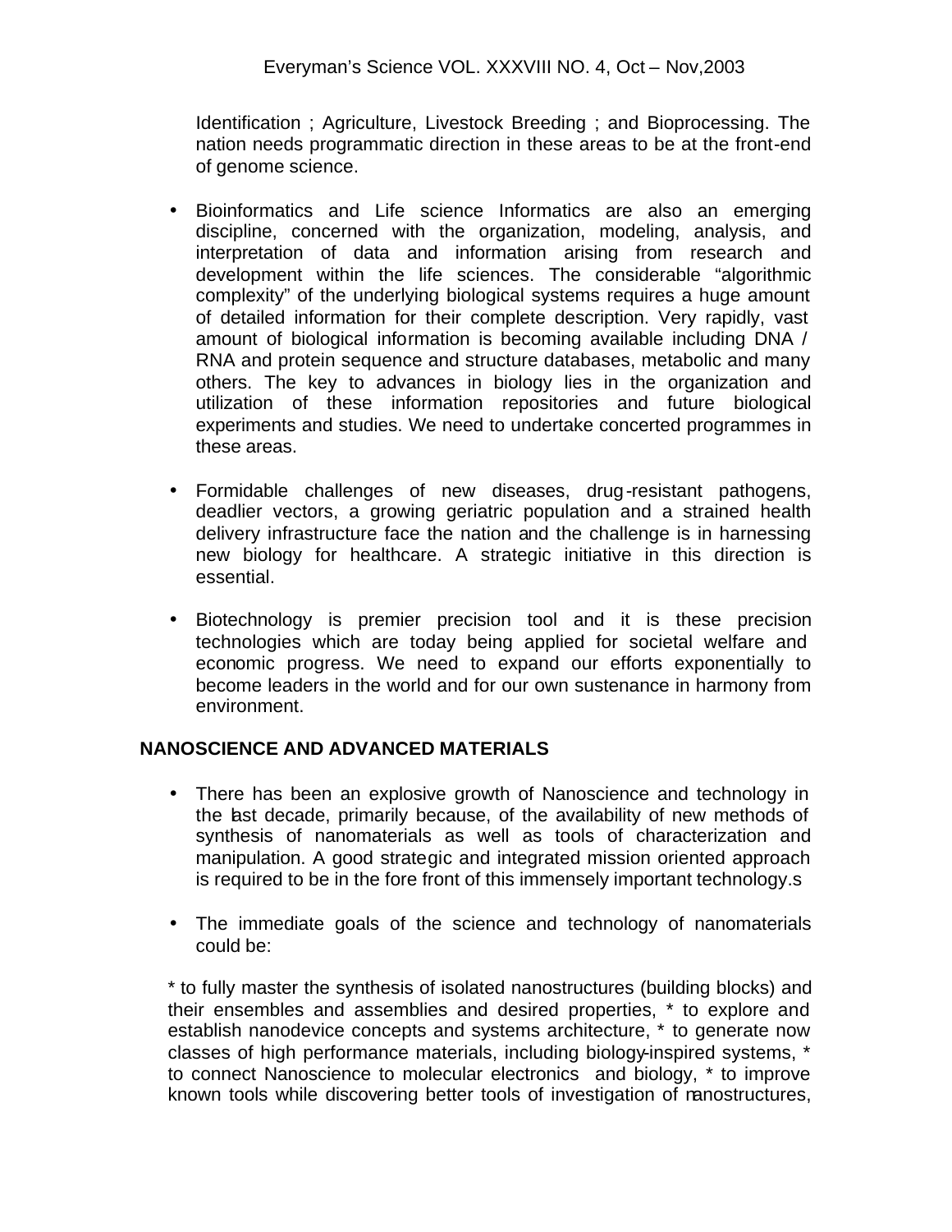Identification ; Agriculture, Livestock Breeding ; and Bioprocessing. The nation needs programmatic direction in these areas to be at the front-end of genome science.

- Bioinformatics and Life science Informatics are also an emerging discipline, concerned with the organization, modeling, analysis, and interpretation of data and information arising from research and development within the life sciences. The considerable "algorithmic complexity" of the underlying biological systems requires a huge amount of detailed information for their complete description. Very rapidly, vast amount of biological information is becoming available including DNA / RNA and protein sequence and structure databases, metabolic and many others. The key to advances in biology lies in the organization and utilization of these information repositories and future biological experiments and studies. We need to undertake concerted programmes in these areas.

- Formidable challenges of new diseases, drug-resistant pathogens, deadlier vectors, a growing geriatric population and a strained health delivery infrastructure face the nation and the challenge is in harnessing new biology for healthcare. A strategic initiative in this direction is essential.

- Biotechnology is premier precision tool and it is these precision technologies which are today being applied for societal welfare and economic progress. We need to expand our efforts exponentially to become leaders in the world and for our own sustenance in harmony from environment.

## NANOSCIENCE AND ADVANCED MATERIALS

- There has been an explosive growth of Nanoscience and technology in the last decade, primarily because, of the availability of new methods of synthesis of nanomaterials as well as tools of characterization and manipulation. A good strategic and integrated mission oriented approach is required to be in the fore front of this immensely important technology.s

- The immediate goals of the science and technology of nanomaterials could be:

* to fully master the synthesis of isolated nanostructures (building blocks) and their ensembles and assemblies and desired properties, * to explore and establish nanodevice concepts and systems architecture, * to generate now classes of high performance materials, including biology-inspired systems, * to connect Nanoscience to molecular electronics and biology, * to improve known tools while discovering better tools of investigation of nanostructures,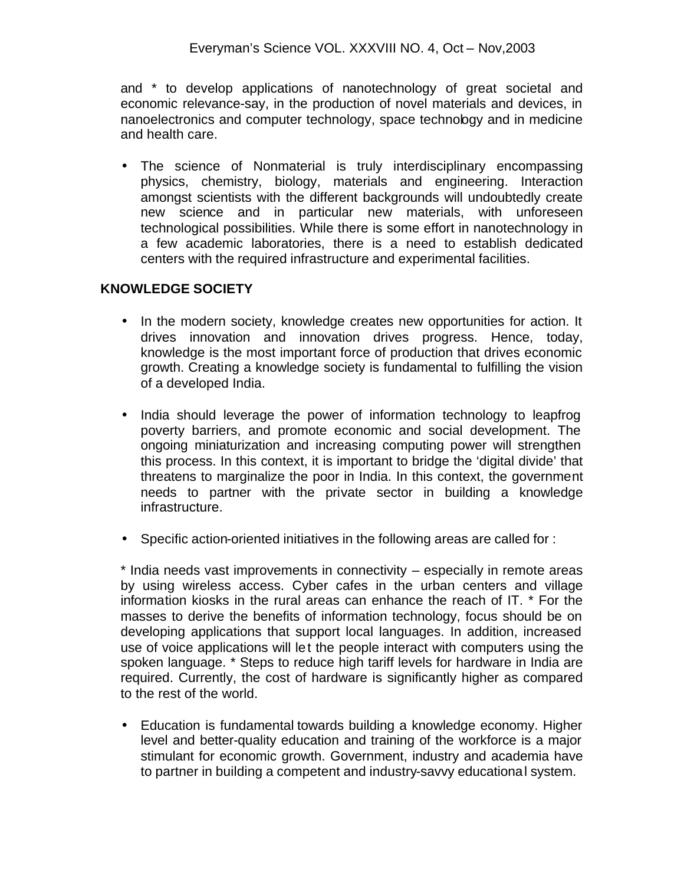and * to develop applications of nanotechnology of great societal and economic relevance-say, in the production of novel materials and devices, in nanoelectronics and computer technology, space technology and in medicine and health care.

- The science of Nonmaterial is truly interdisciplinary encompassing physics, chemistry, biology, materials and engineering. Interaction amongst scientists with the different backgrounds will undoubtedly create new science and in particular new materials, with unforeseen technological possibilities. While there is some effort in nanotechnology in a few academic laboratories, there is a need to establish dedicated centers with the required infrastructure and experimental facilities.

## KNOWLEDGE SOCIETY

- In the modern society, knowledge creates new opportunities for action. It drives innovation and innovation drives progress. Hence, today, knowledge is the most important force of production that drives economic growth. Creating a knowledge society is fundamental to fulfilling the vision of a developed India.

- India should leverage the power of information technology to leapfrog poverty barriers, and promote economic and social development. The ongoing miniaturization and increasing computing power will strengthen this process. In this context, it is important to bridge the 'digital divide' that threatens to marginalize the poor in India. In this context, the government needs to partner with the private sector in building a knowledge infrastructure.

- Specific action-oriented initiatives in the following areas are called for :

* India needs vast improvements in connectivity – especially in remote areas by using wireless access. Cyber cafes in the urban centers and village information kiosks in the rural areas can enhance the reach of IT. * For the masses to derive the benefits of information technology, focus should be on developing applications that support local languages. In addition, increased use of voice applications will let the people interact with computers using the spoken language. * Steps to reduce high tariff levels for hardware in India are required. Currently, the cost of hardware is significantly higher as compared to the rest of the world.

- Education is fundamental towards building a knowledge economy. Higher level and better-quality education and training of the workforce is a major stimulant for economic growth. Government, industry and academia have to partner in building a competent and industry-savvy educational system.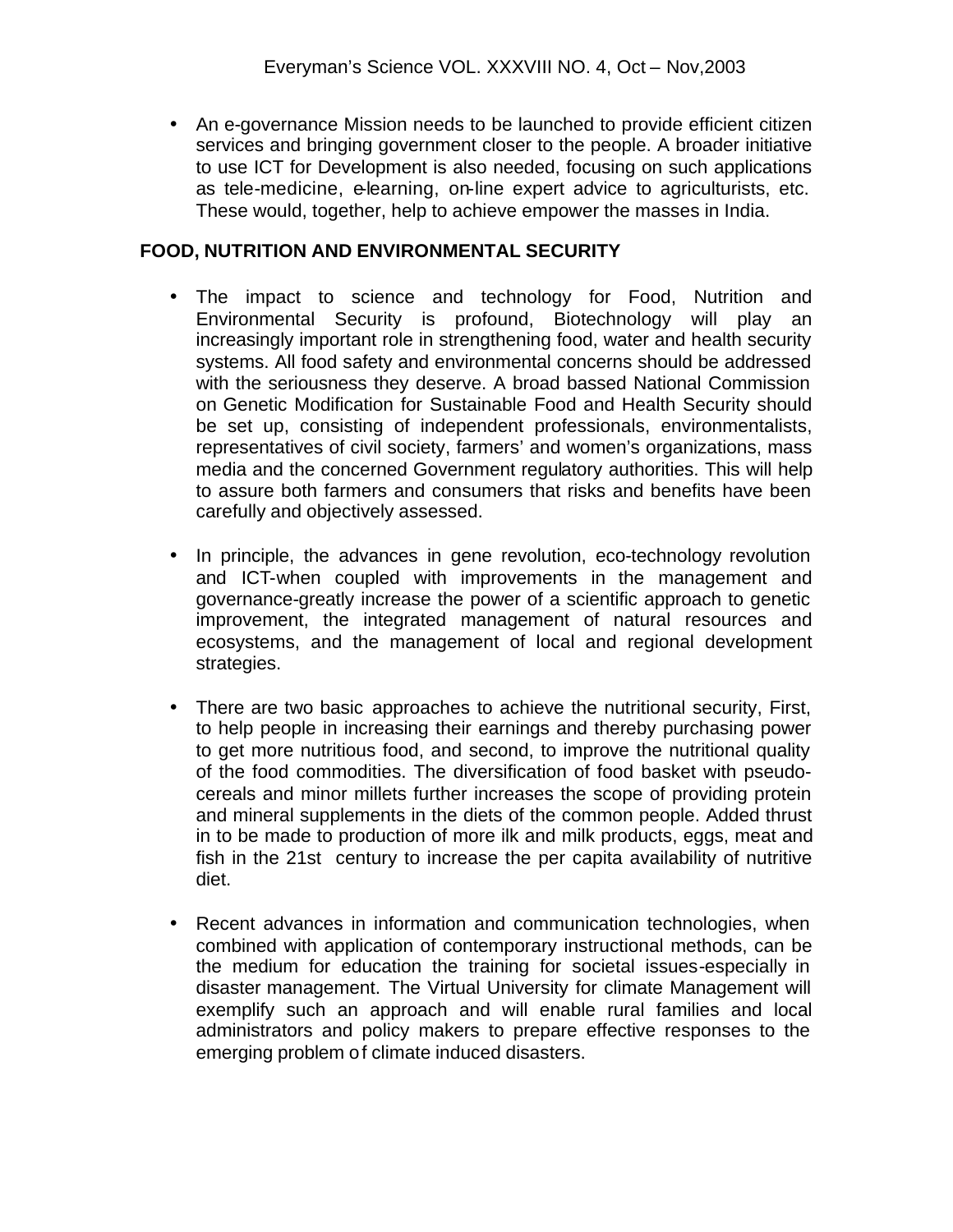- An e-governance Mission needs to be launched to provide efficient citizen services and bringing government closer to the people. A broader initiative to use ICT for Development is also needed, focusing on such applications as tele-medicine, e-learning, on-line expert advice to agriculturists, etc. These would, together, help to achieve empower the masses in India.

**FOOD, NUTRITION AND ENVIRONMENTAL SECURITY**

- The impact to science and technology for Food, Nutrition and Environmental Security is profound, Biotechnology will play an increasingly important role in strengthening food, water and health security systems. All food safety and environmental concerns should be addressed with the seriousness they deserve. A broad bassed National Commission on Genetic Modification for Sustainable Food and Health Security should be set up, consisting of independent professionals, environmentalists, representatives of civil society, farmers' and women's organizations, mass media and the concerned Government regulatory authorities. This will help to assure both farmers and consumers that risks and benefits have been carefully and objectively assessed.

- In principle, the advances in gene revolution, eco-technology revolution and ICT-when coupled with improvements in the management and governance-greatly increase the power of a scientific approach to genetic improvement, the integrated management of natural resources and ecosystems, and the management of local and regional development strategies.

- There are two basic approaches to achieve the nutritional security, First, to help people in increasing their earnings and thereby purchasing power to get more nutritious food, and second, to improve the nutritional quality of the food commodities. The diversification of food basket with pseudo-cereals and minor millets further increases the scope of providing protein and mineral supplements in the diets of the common people. Added thrust in to be made to production of more ilk and milk products, eggs, meat and fish in the 21st century to increase the per capita availability of nutritive diet.

- Recent advances in information and communication technologies, when combined with application of contemporary instructional methods, can be the medium for education the training for societal issues-especially in disaster management. The Virtual University for climate Management will exemplify such an approach and will enable rural families and local administrators and policy makers to prepare effective responses to the emerging problem of climate induced disasters.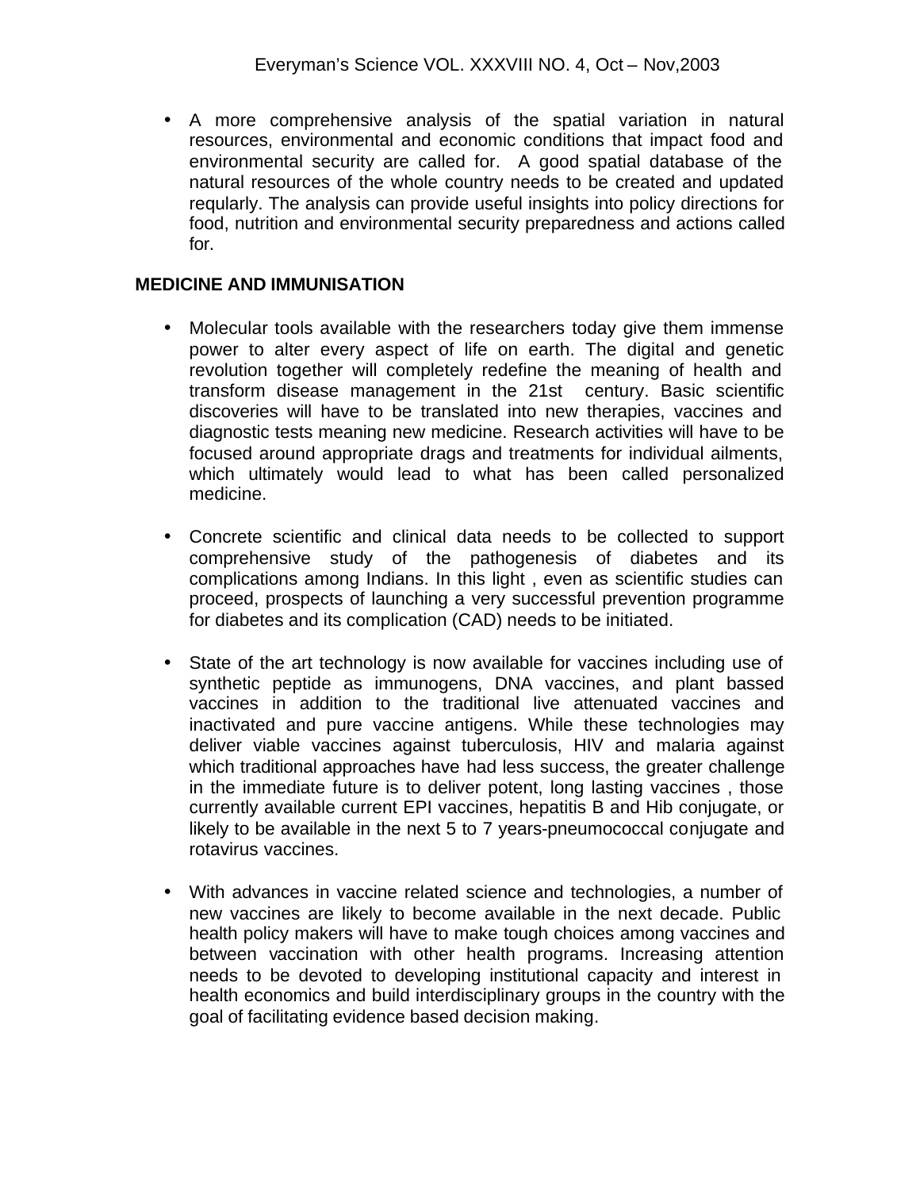- A more comprehensive analysis of the spatial variation in natural resources, environmental and economic conditions that impact food and environmental security are called for. A good spatial database of the natural resources of the whole country needs to be created and updated reqularly. The analysis can provide useful insights into policy directions for food, nutrition and environmental security preparedness and actions called for.

**MEDICINE AND IMMUNISATION**

- Molecular tools available with the researchers today give them immense power to alter every aspect of life on earth. The digital and genetic revolution together will completely redefine the meaning of health and transform disease management in the 21st century. Basic scientific discoveries will have to be translated into new therapies, vaccines and diagnostic tests meaning new medicine. Research activities will have to be focused around appropriate drags and treatments for individual ailments, which ultimately would lead to what has been called personalized medicine.

- Concrete scientific and clinical data needs to be collected to support comprehensive study of the pathogenesis of diabetes and its complications among Indians. In this light , even as scientific studies can proceed, prospects of launching a very successful prevention programme for diabetes and its complication (CAD) needs to be initiated.

- State of the art technology is now available for vaccines including use of synthetic peptide as immunogens, DNA vaccines, and plant bassed vaccines in addition to the traditional live attenuated vaccines and inactivated and pure vaccine antigens. While these technologies may deliver viable vaccines against tuberculosis, HIV and malaria against which traditional approaches have had less success, the greater challenge in the immediate future is to deliver potent, long lasting vaccines , those currently available current EPI vaccines, hepatitis B and Hib conjugate, or likely to be available in the next 5 to 7 years-pneumococcal conjugate and rotavirus vaccines.

- With advances in vaccine related science and technologies, a number of new vaccines are likely to become available in the next decade. Public health policy makers will have to make tough choices among vaccines and between vaccination with other health programs. Increasing attention needs to be devoted to developing institutional capacity and interest in health economics and build interdisciplinary groups in the country with the goal of facilitating evidence based decision making.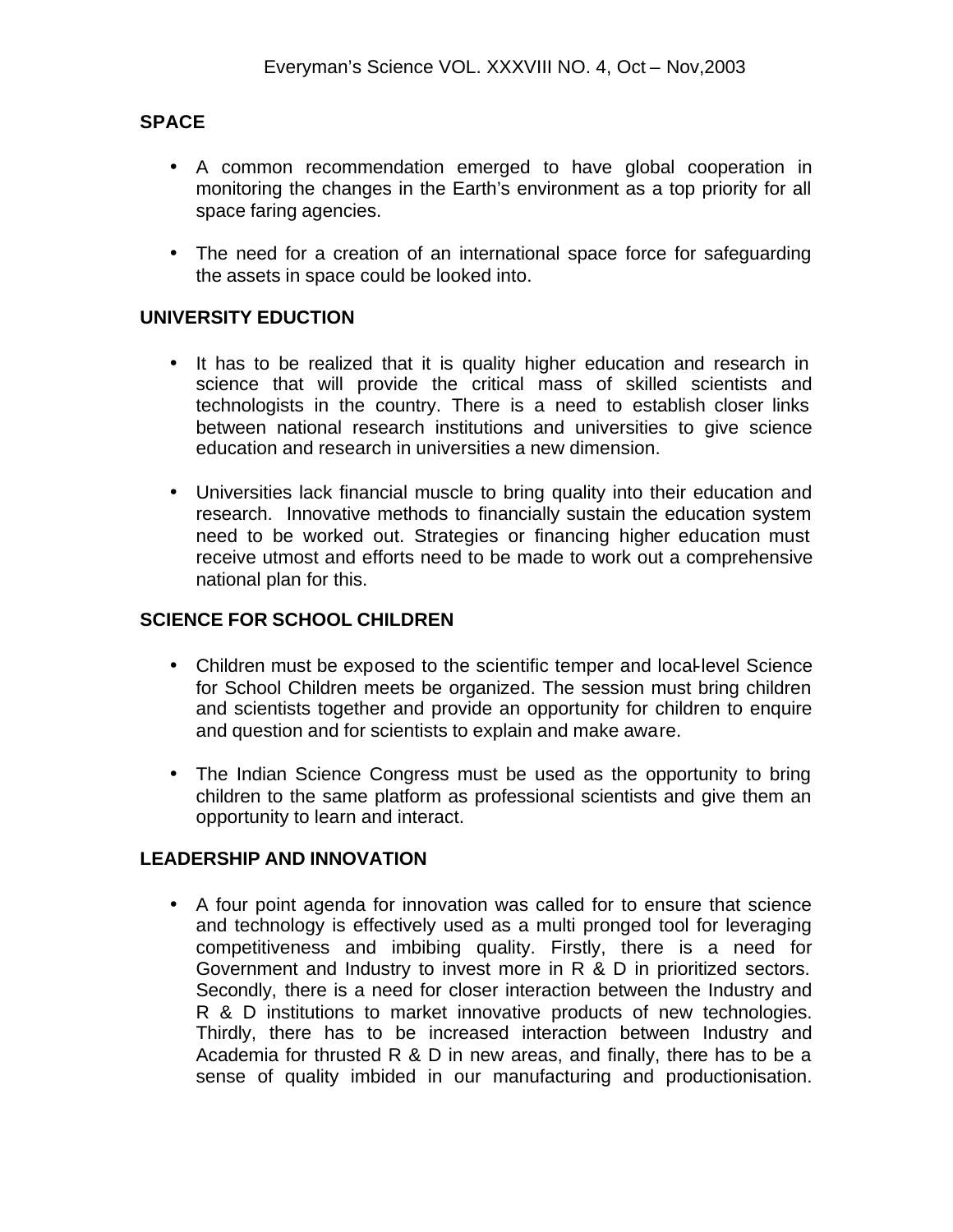## SPACE

- A common recommendation emerged to have global cooperation in monitoring the changes in the Earth's environment as a top priority for all space faring agencies.

- The need for a creation of an international space force for safeguarding the assets in space could be looked into.

## UNIVERSITY EDUCTION

- It has to be realized that it is quality higher education and research in science that will provide the critical mass of skilled scientists and technologists in the country. There is a need to establish closer links between national research institutions and universities to give science education and research in universities a new dimension.

- Universities lack financial muscle to bring quality into their education and research. Innovative methods to financially sustain the education system need to be worked out. Strategies or financing higher education must receive utmost and efforts need to be made to work out a comprehensive national plan for this.

## SCIENCE FOR SCHOOL CHILDREN

- Children must be exposed to the scientific temper and local-level Science for School Children meets be organized. The session must bring children and scientists together and provide an opportunity for children to enquire and question and for scientists to explain and make aware.

- The Indian Science Congress must be used as the opportunity to bring children to the same platform as professional scientists and give them an opportunity to learn and interact.

## LEADERSHIP AND INNOVATION

- A four point agenda for innovation was called for to ensure that science and technology is effectively used as a multi pronged tool for leveraging competitiveness and imbibing quality. Firstly, there is a need for Government and Industry to invest more in R & D in prioritized sectors. Secondly, there is a need for closer interaction between the Industry and R & D institutions to market innovative products of new technologies. Thirdly, there has to be increased interaction between Industry and Academia for thrusted R & D in new areas, and finally, there has to be a sense of quality imbided in our manufacturing and productionisation.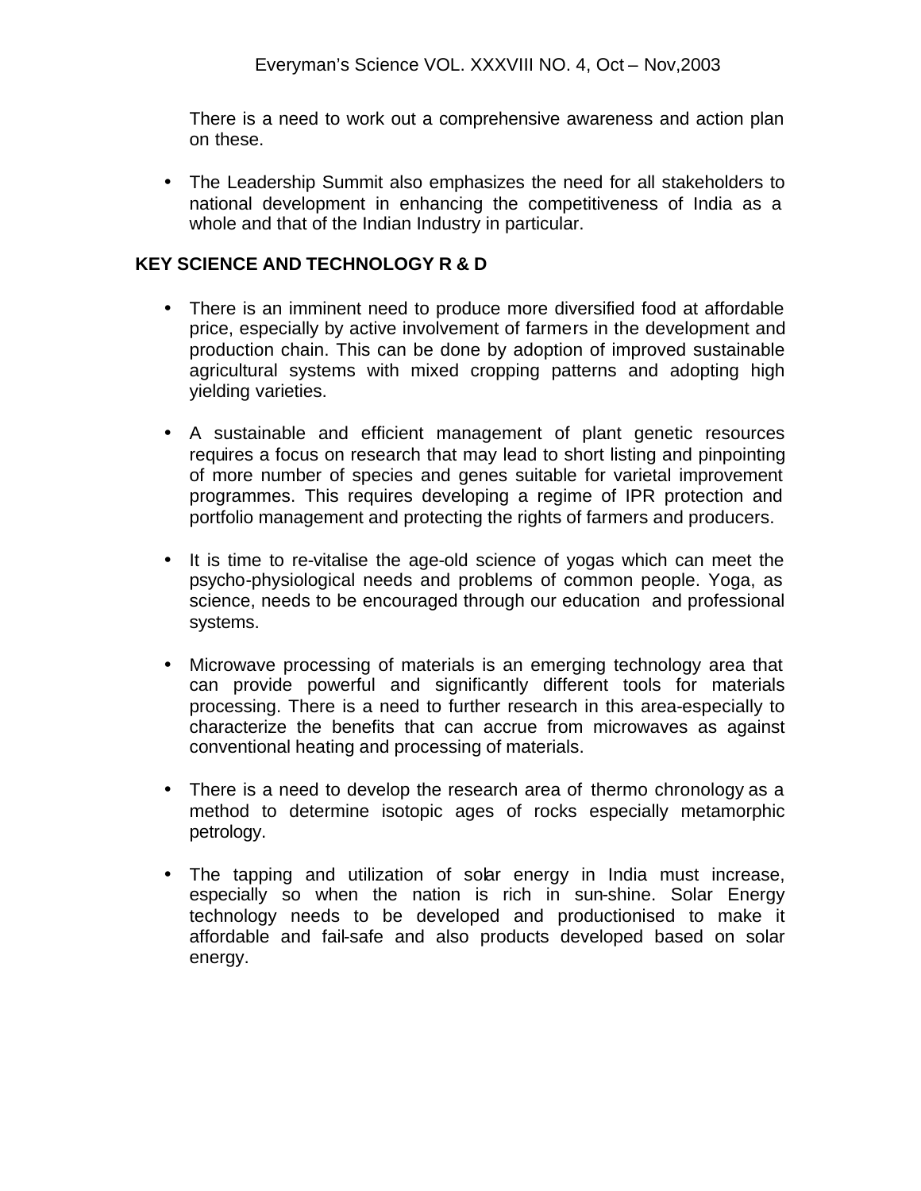There is a need to work out a comprehensive awareness and action plan on these.

- The Leadership Summit also emphasizes the need for all stakeholders to national development in enhancing the competitiveness of India as a whole and that of the Indian Industry in particular.

**KEY SCIENCE AND TECHNOLOGY R & D**

- There is an imminent need to produce more diversified food at affordable price, especially by active involvement of farmers in the development and production chain. This can be done by adoption of improved sustainable agricultural systems with mixed cropping patterns and adopting high yielding varieties.

- A sustainable and efficient management of plant genetic resources requires a focus on research that may lead to short listing and pinpointing of more number of species and genes suitable for varietal improvement programmes. This requires developing a regime of IPR protection and portfolio management and protecting the rights of farmers and producers.

- It is time to re-vitalise the age-old science of yogas which can meet the psycho-physiological needs and problems of common people. Yoga, as science, needs to be encouraged through our education and professional systems.

- Microwave processing of materials is an emerging technology area that can provide powerful and significantly different tools for materials processing. There is a need to further research in this area-especially to characterize the benefits that can accrue from microwaves as against conventional heating and processing of materials.

- There is a need to develop the research area of thermo chronology as a method to determine isotopic ages of rocks especially metamorphic petrology.

- The tapping and utilization of solar energy in India must increase, especially so when the nation is rich in sun-shine. Solar Energy technology needs to be developed and productionised to make it affordable and fail-safe and also products developed based on solar energy.